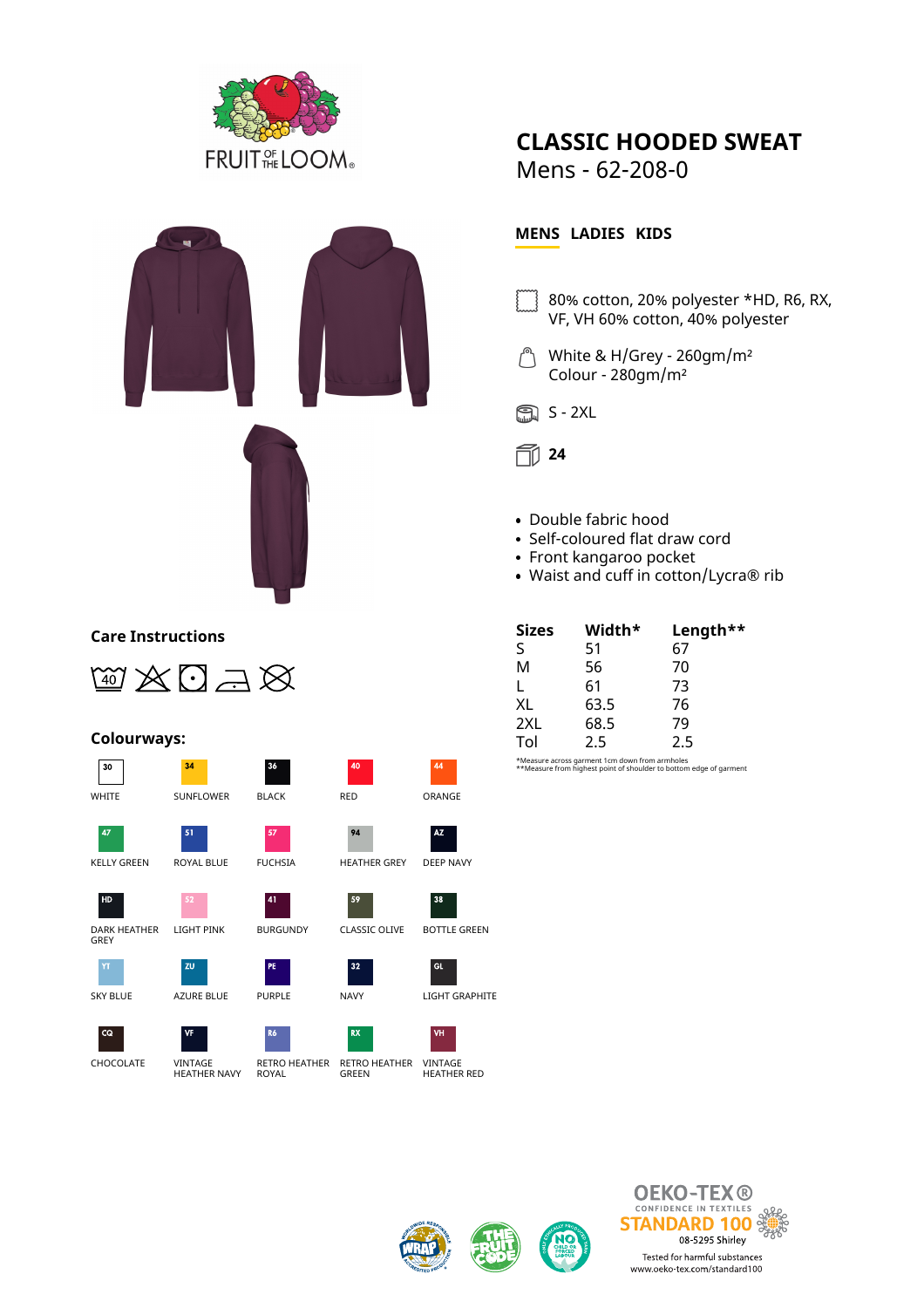# CLASSIC HOODED SWEAT

Mens - 62-208-0

**MENS LADIES KIDS**

80% cotton, 20% polyester *HD, R6, RX, VF, VH 60% cotton, 40% polyester

White & H/Grey - 260gm/m²
Colour - 280gm/m²

S - 2XL

**24**

- Double fabric hood
- Self-coloured flat draw cord
- Front kangaroo pocket
- Waist and cuff in cotton/Lycra® rib

| Sizes | Width* | Length** |
|---|---|---|
| S | 51 | 67 |
| M | 56 | 70 |
| L | 61 | 73 |
| XL | 63.5 | 76 |
| 2XL | 68.5 | 79 |
| Tol | 2.5 | 2.5 |

*Measure across garment 1cm down from armholes
**Measure from highest point of shoulder to bottom edge of garment

## Care Instructions

40

## Colourways:

| | | | | |
|---|---|---|---|---|
| 30 WHITE | 34 SUNFLOWER | 36 BLACK | 40 RED | 44 ORANGE |
| 47 KELLY GREEN | 51 ROYAL BLUE | 57 FUCHSIA | 94 HEATHER GREY | AZ DEEP NAVY |
| HD DARK HEATHER GREY | 52 LIGHT PINK | 41 BURGUNDY | 59 CLASSIC OLIVE | 38 BOTTLE GREEN |
| YT SKY BLUE | ZU AZURE BLUE | PE PURPLE | 32 NAVY | GL LIGHT GRAPHITE |
| CQ CHOCOLATE | VF VINTAGE HEATHER NAVY | R6 RETRO HEATHER ROYAL | RX RETRO HEATHER GREEN | VH VINTAGE HEATHER RED |

OEKO-TEX® CONFIDENCE IN TEXTILES STANDARD 100 08-5295 Shirley
Tested for harmful substances
www.oeko-tex.com/standard100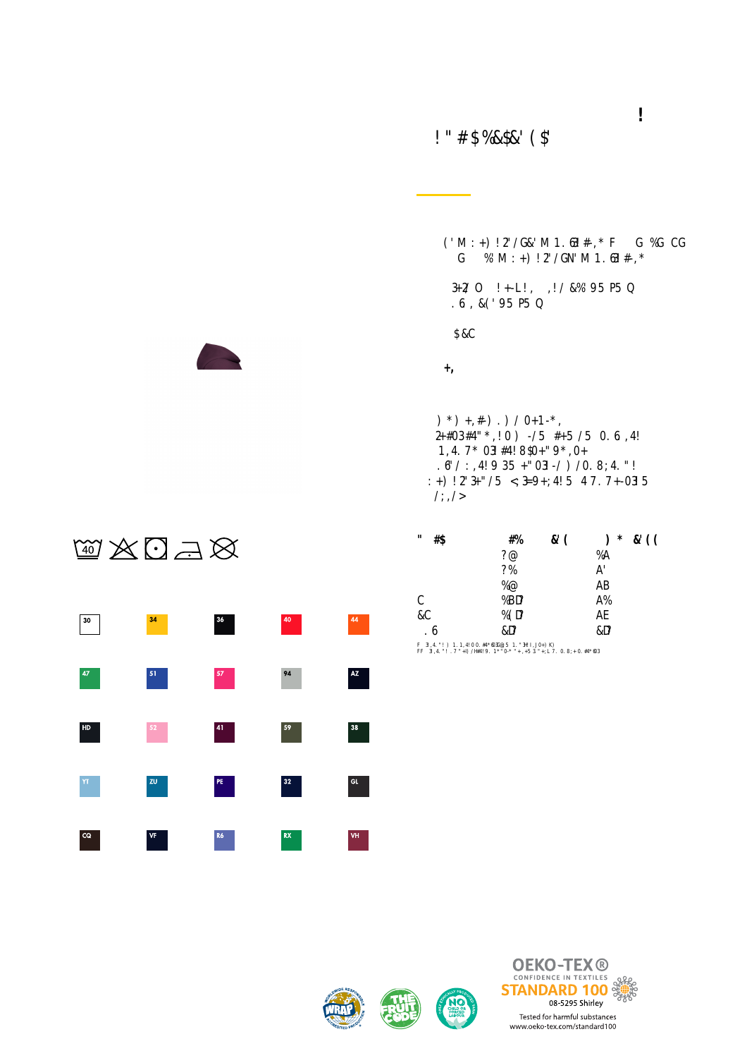40

| | | | | |
|---|---|---|---|---|
| 30 | 34 | 36 | 40 | 44 |
| 47 | 51 | 57 | 94 | AZ |
| HD | 52 | 41 | 59 | 38 |
| YT | ZU | PE | 32 | GL |
| CQ | VF | R6 | RX | VH |

OEKO-TEX®
CONFIDENCE IN TEXTILES
STANDARD 100
08-5295 Shirley
Tested for harmful substances
www.oeko-tex.com/standard100